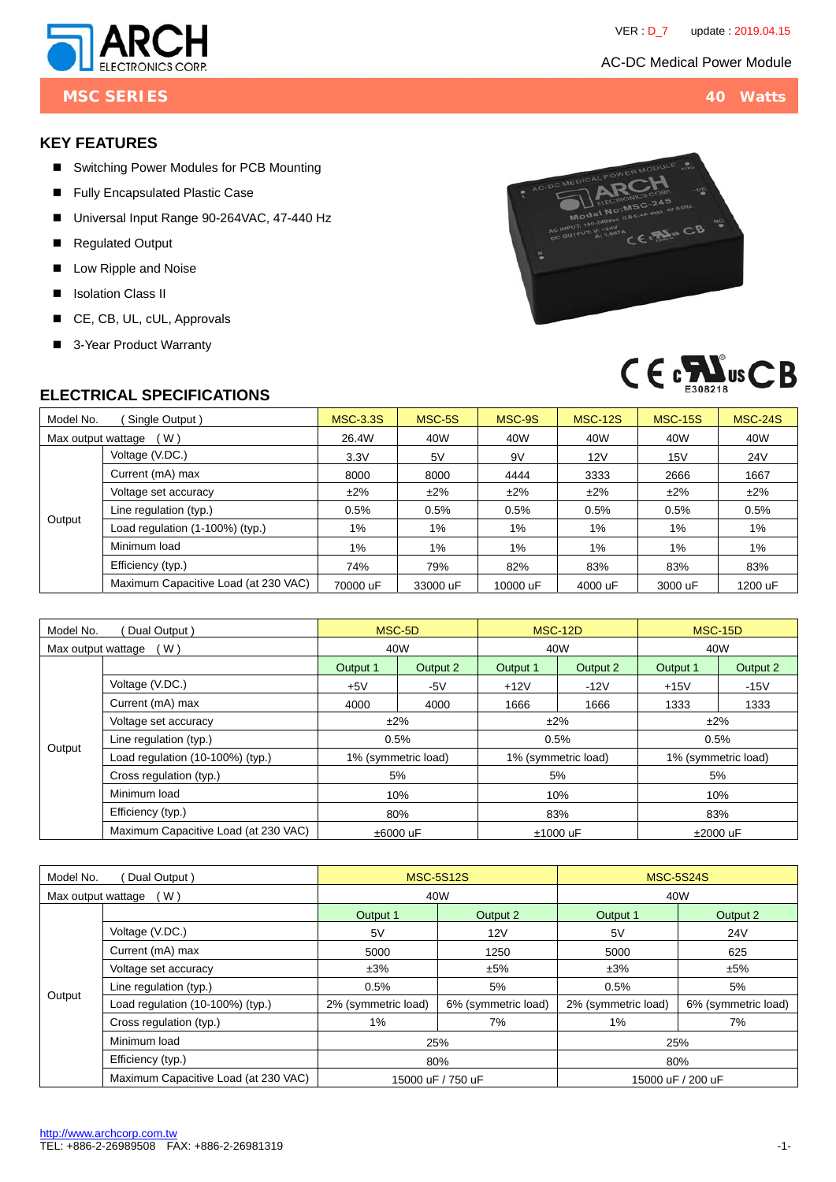# ARCH ELECTRONICS CORP.

VER : D_7 update : 2019.04.15

AC-DC Medical Power Module

## MSC SERIES — 40 Watts

## KEY FEATURES

- Switching Power Modules for PCB Mounting
- Fully Encapsulated Plastic Case
- Universal Input Range 90-264VAC, 47-440 Hz
- Regulated Output
- Low Ripple and Noise
- Isolation Class II
- CE, CB, UL, cUL, Approvals
- 3-Year Product Warranty

## ELECTRICAL SPECIFICATIONS

| Model No. ( Single Output ) | | MSC-3.3S | MSC-5S | MSC-9S | MSC-12S | MSC-15S | MSC-24S |
|---|---|---|---|---|---|---|---|
| Max output wattage ( W ) | | 26.4W | 40W | 40W | 40W | 40W | 40W |
| Output | Voltage (V.DC.) | 3.3V | 5V | 9V | 12V | 15V | 24V |
| | Current (mA) max | 8000 | 8000 | 4444 | 3333 | 2666 | 1667 |
| | Voltage set accuracy | ±2% | ±2% | ±2% | ±2% | ±2% | ±2% |
| | Line regulation (typ.) | 0.5% | 0.5% | 0.5% | 0.5% | 0.5% | 0.5% |
| | Load regulation (1-100%) (typ.) | 1% | 1% | 1% | 1% | 1% | 1% |
| | Minimum load | 1% | 1% | 1% | 1% | 1% | 1% |
| | Efficiency (typ.) | 74% | 79% | 82% | 83% | 83% | 83% |
| | Maximum Capacitive Load (at 230 VAC) | 70000 uF | 33000 uF | 10000 uF | 4000 uF | 3000 uF | 1200 uF |

| Model No. ( Dual Output ) | | MSC-5D | | MSC-12D | | MSC-15D | |
|---|---|---|---|---|---|---|---|
| Max output wattage ( W ) | | 40W | | 40W | | 40W | |
| Output | | Output 1 | Output 2 | Output 1 | Output 2 | Output 1 | Output 2 |
| | Voltage (V.DC.) | +5V | -5V | +12V | -12V | +15V | -15V |
| | Current (mA) max | 4000 | 4000 | 1666 | 1666 | 1333 | 1333 |
| | Voltage set accuracy | ±2% | | ±2% | | ±2% | |
| | Line regulation (typ.) | 0.5% | | 0.5% | | 0.5% | |
| | Load regulation (10-100%) (typ.) | 1% (symmetric load) | | 1% (symmetric load) | | 1% (symmetric load) | |
| | Cross regulation (typ.) | 5% | | 5% | | 5% | |
| | Minimum load | 10% | | 10% | | 10% | |
| | Efficiency (typ.) | 80% | | 83% | | 83% | |
| | Maximum Capacitive Load (at 230 VAC) | ±6000 uF | | ±1000 uF | | ±2000 uF | |

| Model No. ( Dual Output ) | | MSC-5S12S | | MSC-5S24S | |
|---|---|---|---|---|---|
| Max output wattage ( W ) | | 40W | | 40W | |
| Output | | Output 1 | Output 2 | Output 1 | Output 2 |
| | Voltage (V.DC.) | 5V | 12V | 5V | 24V |
| | Current (mA) max | 5000 | 1250 | 5000 | 625 |
| | Voltage set accuracy | ±3% | ±5% | ±3% | ±5% |
| | Line regulation (typ.) | 0.5% | 5% | 0.5% | 5% |
| | Load regulation (10-100%) (typ.) | 2% (symmetric load) | 6% (symmetric load) | 2% (symmetric load) | 6% (symmetric load) |
| | Cross regulation (typ.) | 1% | 7% | 1% | 7% |
| | Minimum load | 25% | | 25% | |
| | Efficiency (typ.) | 80% | | 80% | |
| | Maximum Capacitive Load (at 230 VAC) | 15000 uF / 750 uF | | 15000 uF / 200 uF | |

http://www.archcorp.com.tw
TEL: +886-2-26989508 FAX: +886-2-26981319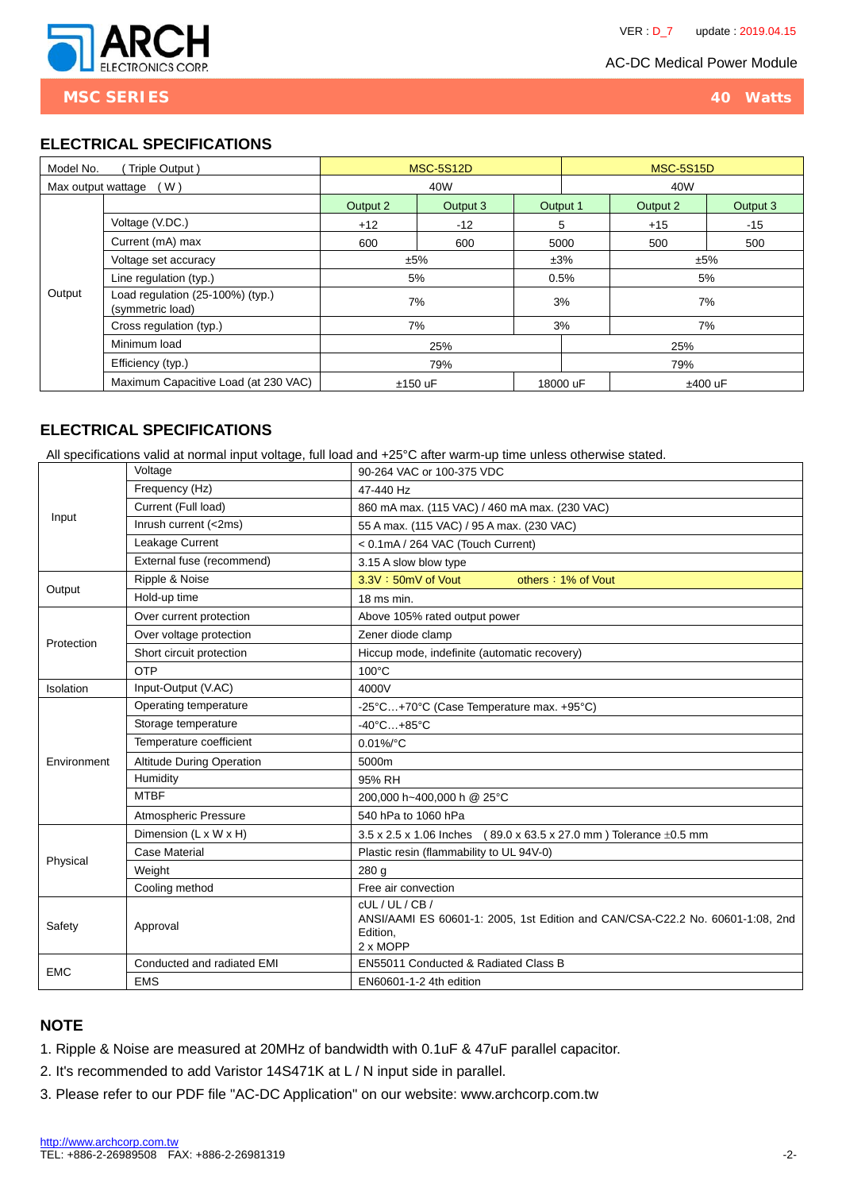## MSC SERIES — 40 Watts

AC-DC Medical Power Module

### ELECTRICAL SPECIFICATIONS

| Model No. (Triple Output) | | MSC-5S12D | | | MSC-5S15D | |
|---|---|---|---|---|---|---|
| Max output wattage (W) | | 40W | | | 40W | |
| Output | | Output 2 | Output 3 | Output 1 | Output 2 | Output 3 |
| | Voltage (V.DC.) | +12 | -12 | 5 | +15 | -15 |
| | Current (mA) max | 600 | 600 | 5000 | 500 | 500 |
| | Voltage set accuracy | ±5% | | ±3% | ±5% | |
| | Line regulation (typ.) | 5% | | 0.5% | 5% | |
| | Load regulation (25-100%) (typ.) (symmetric load) | 7% | | 3% | 7% | |
| | Cross regulation (typ.) | 7% | | 3% | 7% | |
| | Minimum load | 25% | | | 25% | |
| | Efficiency (typ.) | 79% | | | 79% | |
| | Maximum Capacitive Load (at 230 VAC) | ±150 uF | | 18000 uF | ±400 uF | |

### ELECTRICAL SPECIFICATIONS

All specifications valid at normal input voltage, full load and +25°C after warm-up time unless otherwise stated.

| | | |
|---|---|---|
| Input | Voltage | 90-264 VAC or 100-375 VDC |
| | Frequency (Hz) | 47-440 Hz |
| | Current (Full load) | 860 mA max. (115 VAC) / 460 mA max. (230 VAC) |
| | Inrush current (<2ms) | 55 A max. (115 VAC) / 95 A max. (230 VAC) |
| | Leakage Current | < 0.1mA / 264 VAC (Touch Current) |
| | External fuse (recommend) | 3.15 A slow blow type |
| Output | Ripple & Noise | 3.3V：50mV of Vout  others：1% of Vout |
| | Hold-up time | 18 ms min. |
| Protection | Over current protection | Above 105% rated output power |
| | Over voltage protection | Zener diode clamp |
| | Short circuit protection | Hiccup mode, indefinite (automatic recovery) |
| | OTP | 100°C |
| Isolation | Input-Output (V.AC) | 4000V |
| Environment | Operating temperature | -25°C…+70°C (Case Temperature max. +95°C) |
| | Storage temperature | -40°C…+85°C |
| | Temperature coefficient | 0.01%/°C |
| | Altitude During Operation | 5000m |
| | Humidity | 95% RH |
| | MTBF | 200,000 h~400,000 h @ 25°C |
| | Atmospheric Pressure | 540 hPa to 1060 hPa |
| Physical | Dimension (L x W x H) | 3.5 x 2.5 x 1.06 Inches (89.0 x 63.5 x 27.0 mm) Tolerance ±0.5 mm |
| | Case Material | Plastic resin (flammability to UL 94V-0) |
| | Weight | 280 g |
| | Cooling method | Free air convection |
| Safety | Approval | cUL / UL / CB / ANSI/AAMI ES 60601-1: 2005, 1st Edition and CAN/CSA-C22.2 No. 60601-1:08, 2nd Edition, 2 x MOPP |
| EMC | Conducted and radiated EMI | EN55011 Conducted & Radiated Class B |
| | EMS | EN60601-1-2 4th edition |

### NOTE

1. Ripple & Noise are measured at 20MHz of bandwidth with 0.1uF & 47uF parallel capacitor.
2. It's recommended to add Varistor 14S471K at L / N input side in parallel.
3. Please refer to our PDF file "AC-DC Application" on our website: www.archcorp.com.tw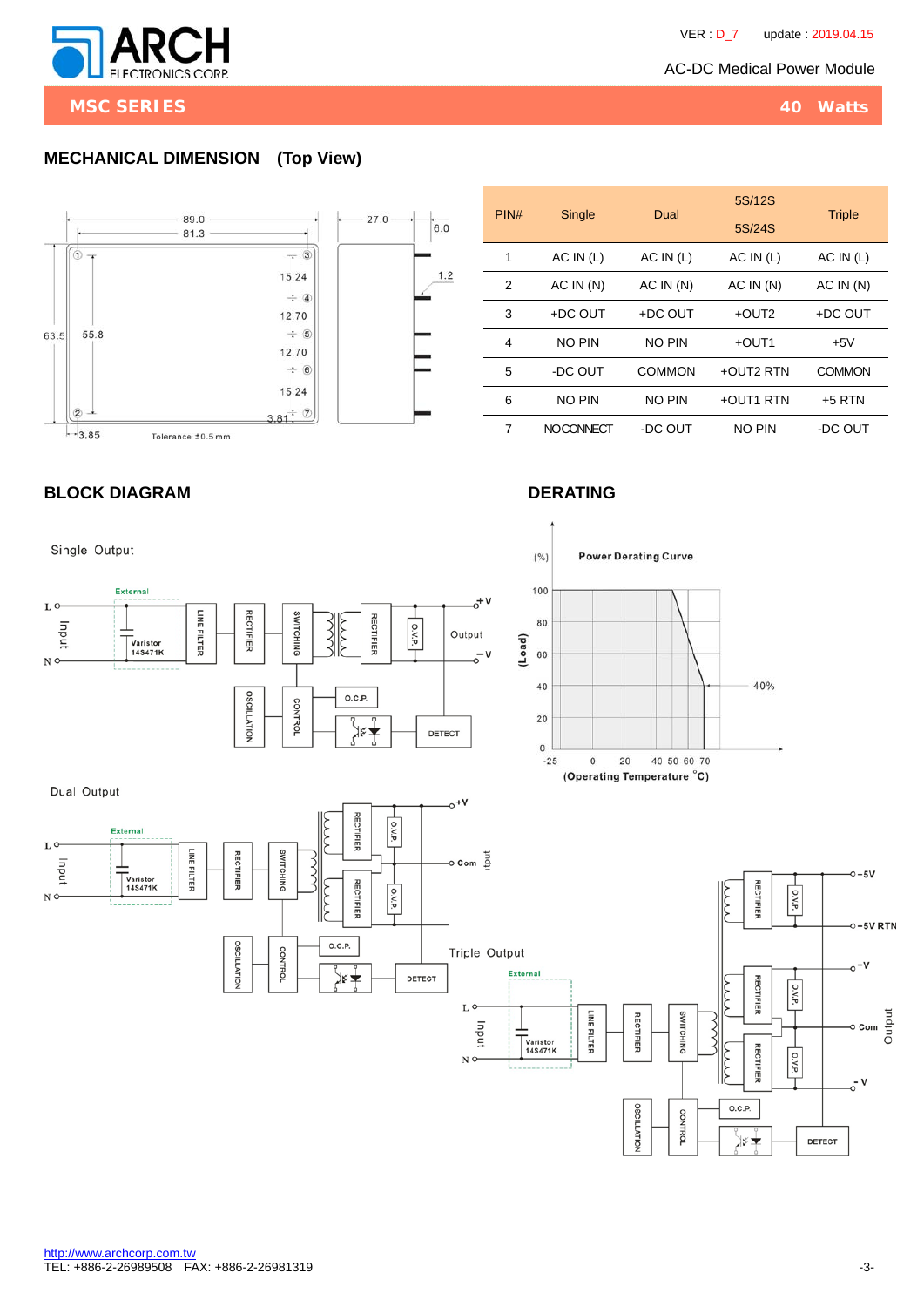# ARCH ELECTRONICS CORP.

VER : D_7 update : 2019.04.15

AC-DC Medical Power Module

## MSC SERIES 40 Watts

## MECHANICAL DIMENSION (Top View)

89.0
81.3
27.0
6.0
1.2
15.24
12.70
12.70
15.24
63.5
55.8
3.81
3.85
Tolerance ±0.5 mm

| PIN# | Single | Dual | 5S/12S 5S/24S | Triple |
|---|---|---|---|---|
| 1 | AC IN (L) | AC IN (L) | AC IN (L) | AC IN (L) |
| 2 | AC IN (N) | AC IN (N) | AC IN (N) | AC IN (N) |
| 3 | +DC OUT | +DC OUT | +OUT2 | +DC OUT |
| 4 | NO PIN | NO PIN | +OUT1 | +5V |
| 5 | -DC OUT | COMMON | +OUT2 RTN | COMMON |
| 6 | NO PIN | NO PIN | +OUT1 RTN | +5 RTN |
| 7 | NOCONNECT | -DC OUT | NO PIN | -DC OUT |

## BLOCK DIAGRAM

Single Output

Dual Output

Triple Output

## DERATING

Power Derating Curve

(%)
100
80
60
40
20
0
(Load)
40%
-25 0 20 40 50 60 70
(Operating Temperature °C)

http://www.archcorp.com.tw
TEL: +886-2-26989508 FAX: +886-2-26981319